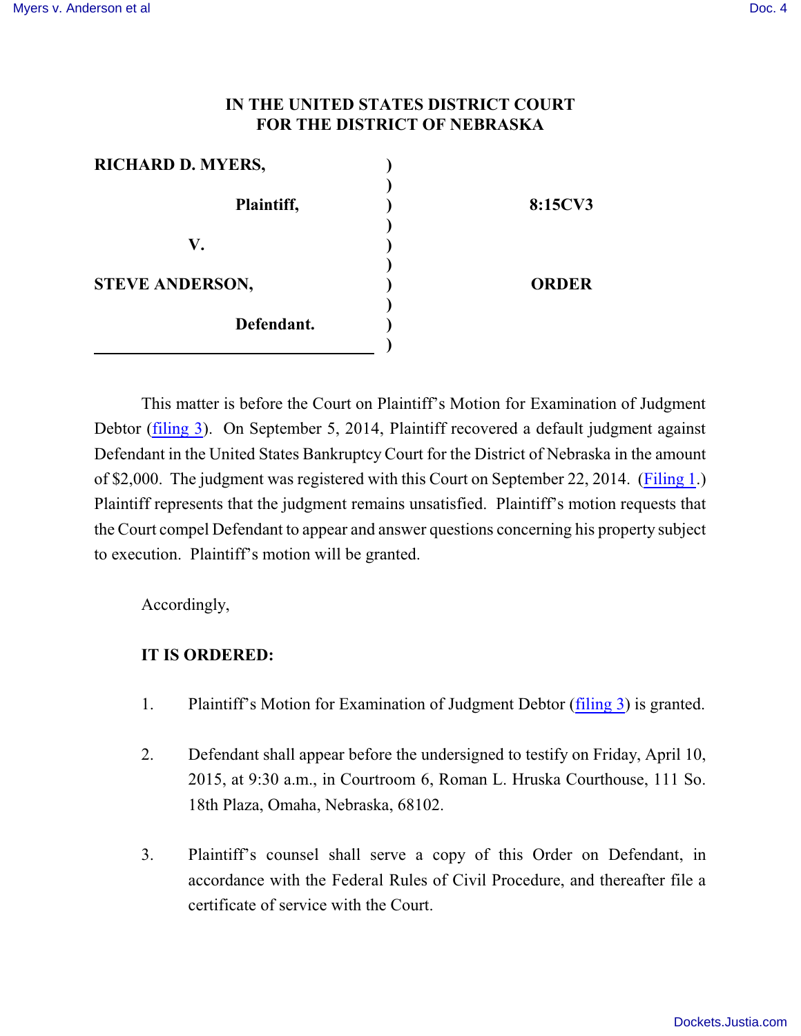# IN THE UNITED STATES DISTRICT COURT
# FOR THE DISTRICT OF NEBRASKA

| | | |
|---|---|---|
| **RICHARD D. MYERS,** | ) | |
| | ) | |
| **Plaintiff,** | ) | **8:15CV3** |
| | ) | |
| **V.** | ) | |
| | ) | |
| **STEVE ANDERSON,** | ) | **ORDER** |
| | ) | |
| **Defendant.** | ) | |
| | ) | |

This matter is before the Court on Plaintiff's Motion for Examination of Judgment Debtor (filing 3). On September 5, 2014, Plaintiff recovered a default judgment against Defendant in the United States Bankruptcy Court for the District of Nebraska in the amount of $2,000. The judgment was registered with this Court on September 22, 2014. (Filing 1.) Plaintiff represents that the judgment remains unsatisfied. Plaintiff's motion requests that the Court compel Defendant to appear and answer questions concerning his property subject to execution. Plaintiff's motion will be granted.

Accordingly,

**IT IS ORDERED:**

1. Plaintiff's Motion for Examination of Judgment Debtor (filing 3) is granted.

2. Defendant shall appear before the undersigned to testify on Friday, April 10, 2015, at 9:30 a.m., in Courtroom 6, Roman L. Hruska Courthouse, 111 So. 18th Plaza, Omaha, Nebraska, 68102.

3. Plaintiff's counsel shall serve a copy of this Order on Defendant, in accordance with the Federal Rules of Civil Procedure, and thereafter file a certificate of service with the Court.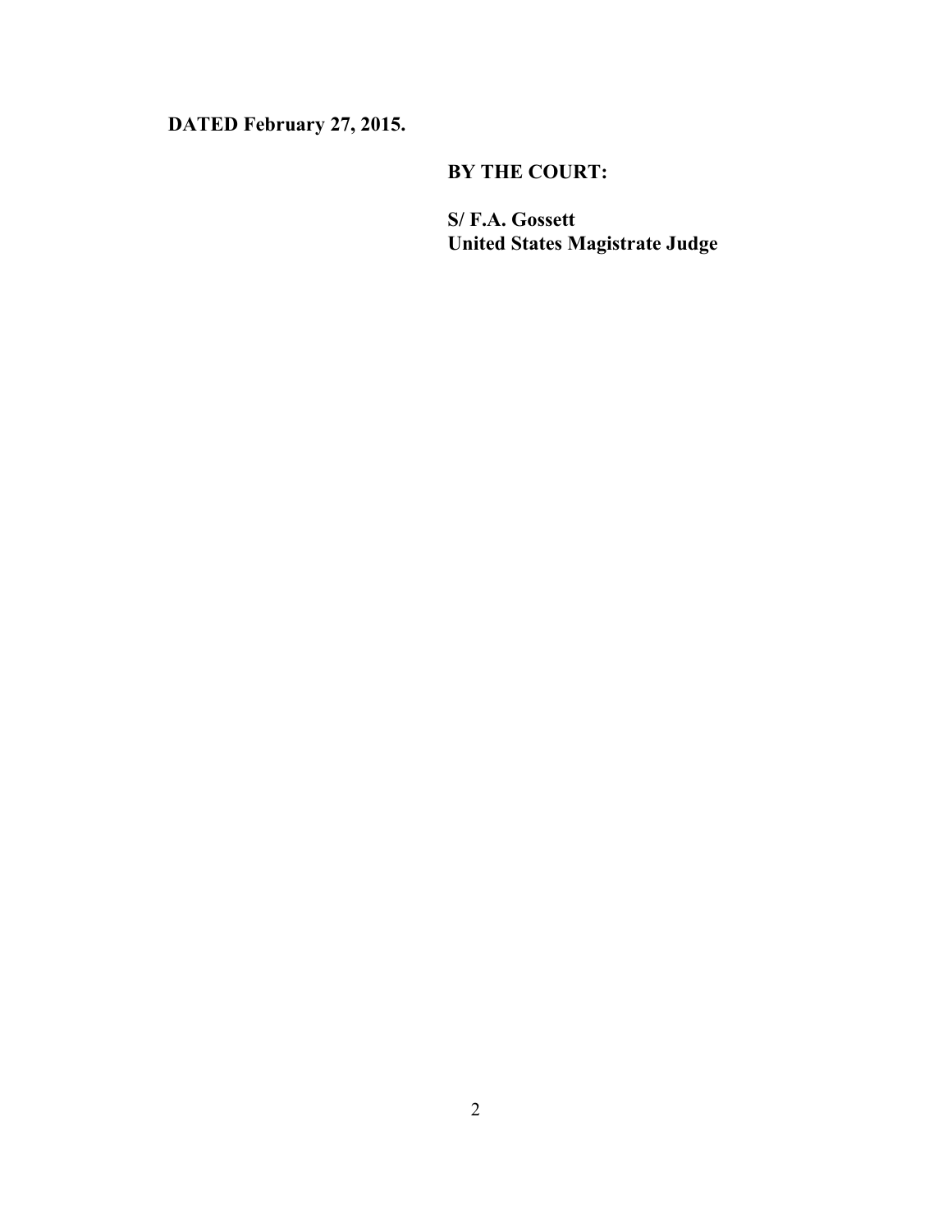**DATED February 27, 2015.**

**BY THE COURT:**

**S/ F.A. Gossett**
**United States Magistrate Judge**